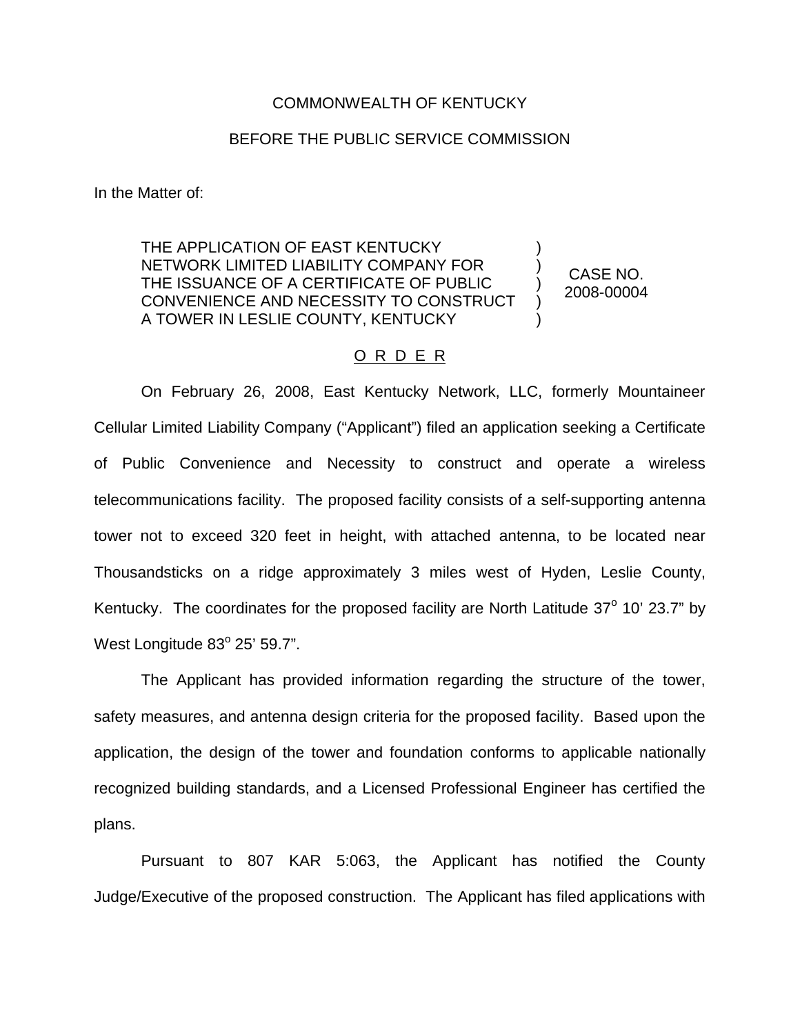COMMONWEALTH OF KENTUCKY

BEFORE THE PUBLIC SERVICE COMMISSION

In the Matter of:

THE APPLICATION OF EAST KENTUCKY NETWORK LIMITED LIABILITY COMPANY FOR THE ISSUANCE OF A CERTIFICATE OF PUBLIC CONVENIENCE AND NECESSITY TO CONSTRUCT A TOWER IN LESLIE COUNTY, KENTUCKY ) ) ) ) ) CASE NO. 2008-00004

O R D E R

On February 26, 2008, East Kentucky Network, LLC, formerly Mountaineer Cellular Limited Liability Company ("Applicant") filed an application seeking a Certificate of Public Convenience and Necessity to construct and operate a wireless telecommunications facility. The proposed facility consists of a self-supporting antenna tower not to exceed 320 feet in height, with attached antenna, to be located near Thousandsticks on a ridge approximately 3 miles west of Hyden, Leslie County, Kentucky. The coordinates for the proposed facility are North Latitude 37° 10' 23.7" by West Longitude 83° 25' 59.7".

The Applicant has provided information regarding the structure of the tower, safety measures, and antenna design criteria for the proposed facility. Based upon the application, the design of the tower and foundation conforms to applicable nationally recognized building standards, and a Licensed Professional Engineer has certified the plans.

Pursuant to 807 KAR 5:063, the Applicant has notified the County Judge/Executive of the proposed construction. The Applicant has filed applications with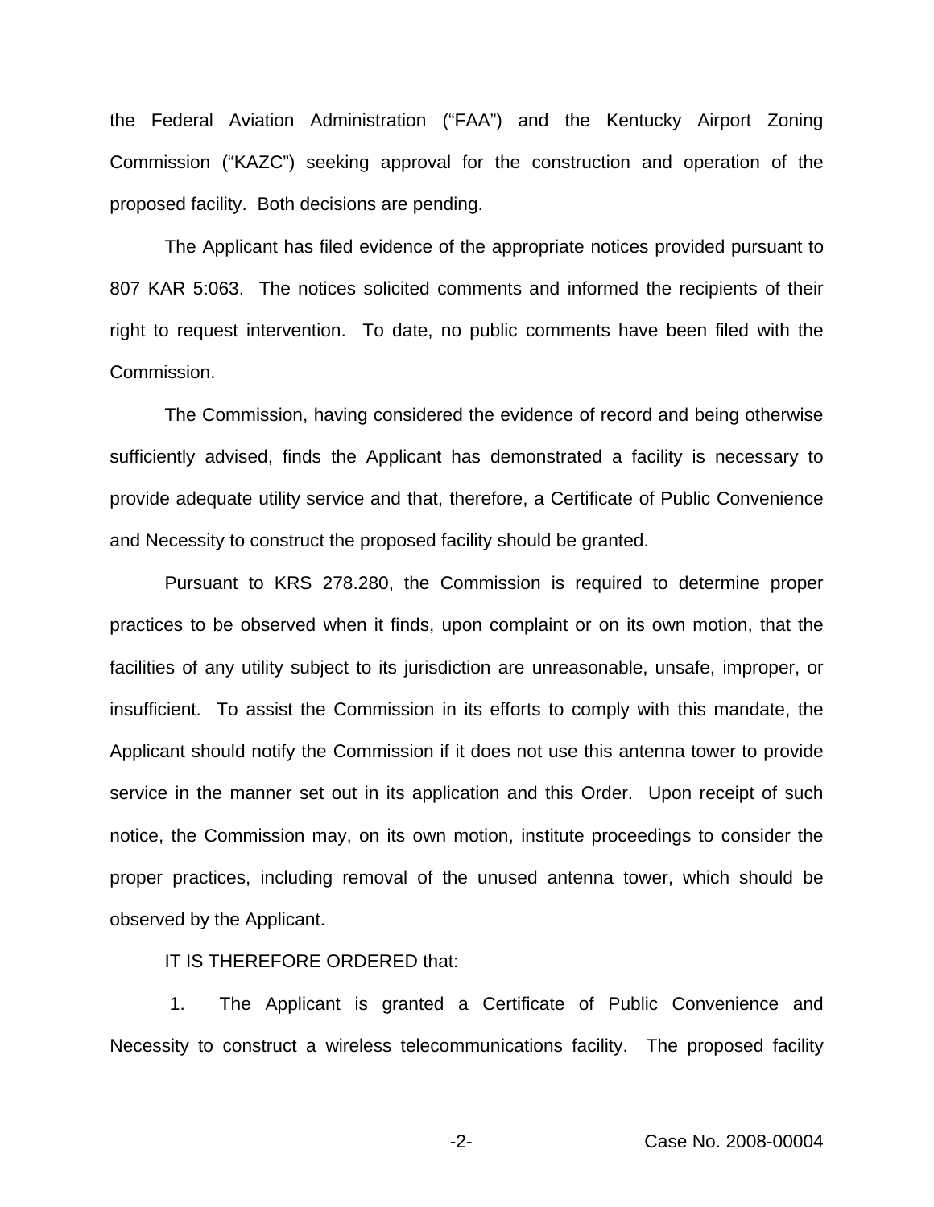the Federal Aviation Administration ("FAA") and the Kentucky Airport Zoning Commission ("KAZC") seeking approval for the construction and operation of the proposed facility. Both decisions are pending.

The Applicant has filed evidence of the appropriate notices provided pursuant to 807 KAR 5:063. The notices solicited comments and informed the recipients of their right to request intervention. To date, no public comments have been filed with the Commission.

The Commission, having considered the evidence of record and being otherwise sufficiently advised, finds the Applicant has demonstrated a facility is necessary to provide adequate utility service and that, therefore, a Certificate of Public Convenience and Necessity to construct the proposed facility should be granted.

Pursuant to KRS 278.280, the Commission is required to determine proper practices to be observed when it finds, upon complaint or on its own motion, that the facilities of any utility subject to its jurisdiction are unreasonable, unsafe, improper, or insufficient. To assist the Commission in its efforts to comply with this mandate, the Applicant should notify the Commission if it does not use this antenna tower to provide service in the manner set out in its application and this Order. Upon receipt of such notice, the Commission may, on its own motion, institute proceedings to consider the proper practices, including removal of the unused antenna tower, which should be observed by the Applicant.

IT IS THEREFORE ORDERED that:

1. The Applicant is granted a Certificate of Public Convenience and Necessity to construct a wireless telecommunications facility. The proposed facility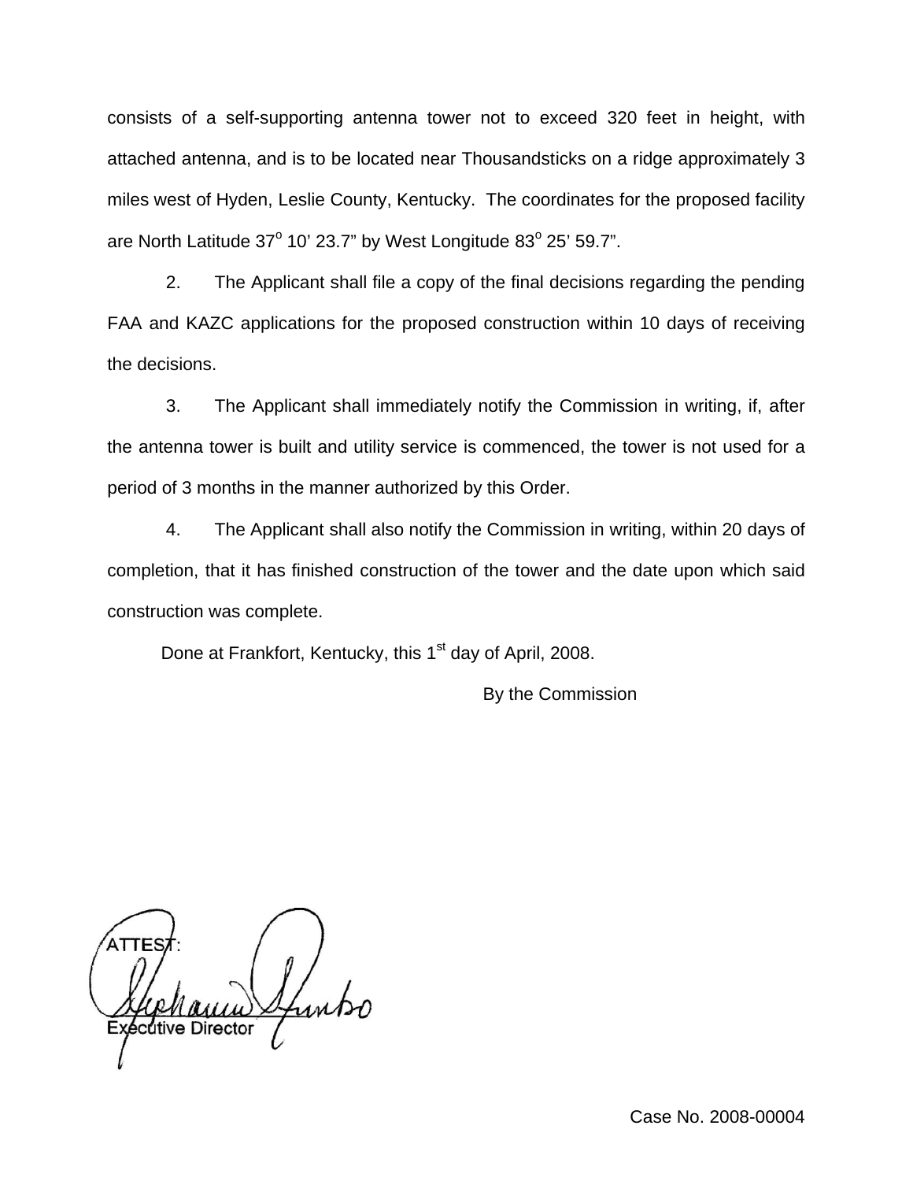consists of a self-supporting antenna tower not to exceed 320 feet in height, with attached antenna, and is to be located near Thousandsticks on a ridge approximately 3 miles west of Hyden, Leslie County, Kentucky. The coordinates for the proposed facility are North Latitude 37° 10' 23.7" by West Longitude 83° 25' 59.7".

2. The Applicant shall file a copy of the final decisions regarding the pending FAA and KAZC applications for the proposed construction within 10 days of receiving the decisions.

3. The Applicant shall immediately notify the Commission in writing, if, after the antenna tower is built and utility service is commenced, the tower is not used for a period of 3 months in the manner authorized by this Order.

4. The Applicant shall also notify the Commission in writing, within 20 days of completion, that it has finished construction of the tower and the date upon which said construction was complete.

Done at Frankfort, Kentucky, this 1st day of April, 2008.

By the Commission

ATTEST:

Executive Director

Case No. 2008-00004